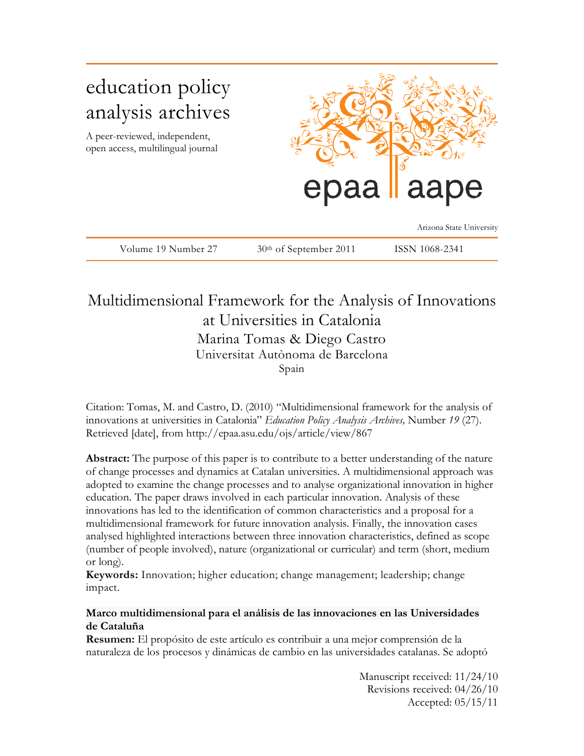education policy analysis archives

A peer-reviewed, independent, open access, multilingual journal

epaa | aape

Arizona State University

Volume 19 Number 27 | 30th of September 2011 | ISSN 1068-2341

# Multidimensional Framework for the Analysis of Innovations at Universities in Catalonia

Marina Tomas & Diego Castro
Universitat Autònoma de Barcelona
Spain

Citation: Tomas, M. and Castro, D. (2010) "Multidimensional framework for the analysis of innovations at universities in Catalonia" *Education Policy Analysis Archives,* Number *19* (27). Retrieved [date], from http://epaa.asu.edu/ojs/article/view/867

**Abstract:** The purpose of this paper is to contribute to a better understanding of the nature of change processes and dynamics at Catalan universities. A multidimensional approach was adopted to examine the change processes and to analyse organizational innovation in higher education. The paper draws involved in each particular innovation. Analysis of these innovations has led to the identification of common characteristics and a proposal for a multidimensional framework for future innovation analysis. Finally, the innovation cases analysed highlighted interactions between three innovation characteristics, defined as scope (number of people involved), nature (organizational or curricular) and term (short, medium or long).

**Keywords:** Innovation; higher education; change management; leadership; change impact.

**Marco multidimensional para el análisis de las innovaciones en las Universidades de Cataluña**

**Resumen:** El propósito de este artículo es contribuir a una mejor comprensión de la naturaleza de los procesos y dinámicas de cambio en las universidades catalanas. Se adoptó

Manuscript received: 11/24/10
Revisions received: 04/26/10
Accepted: 05/15/11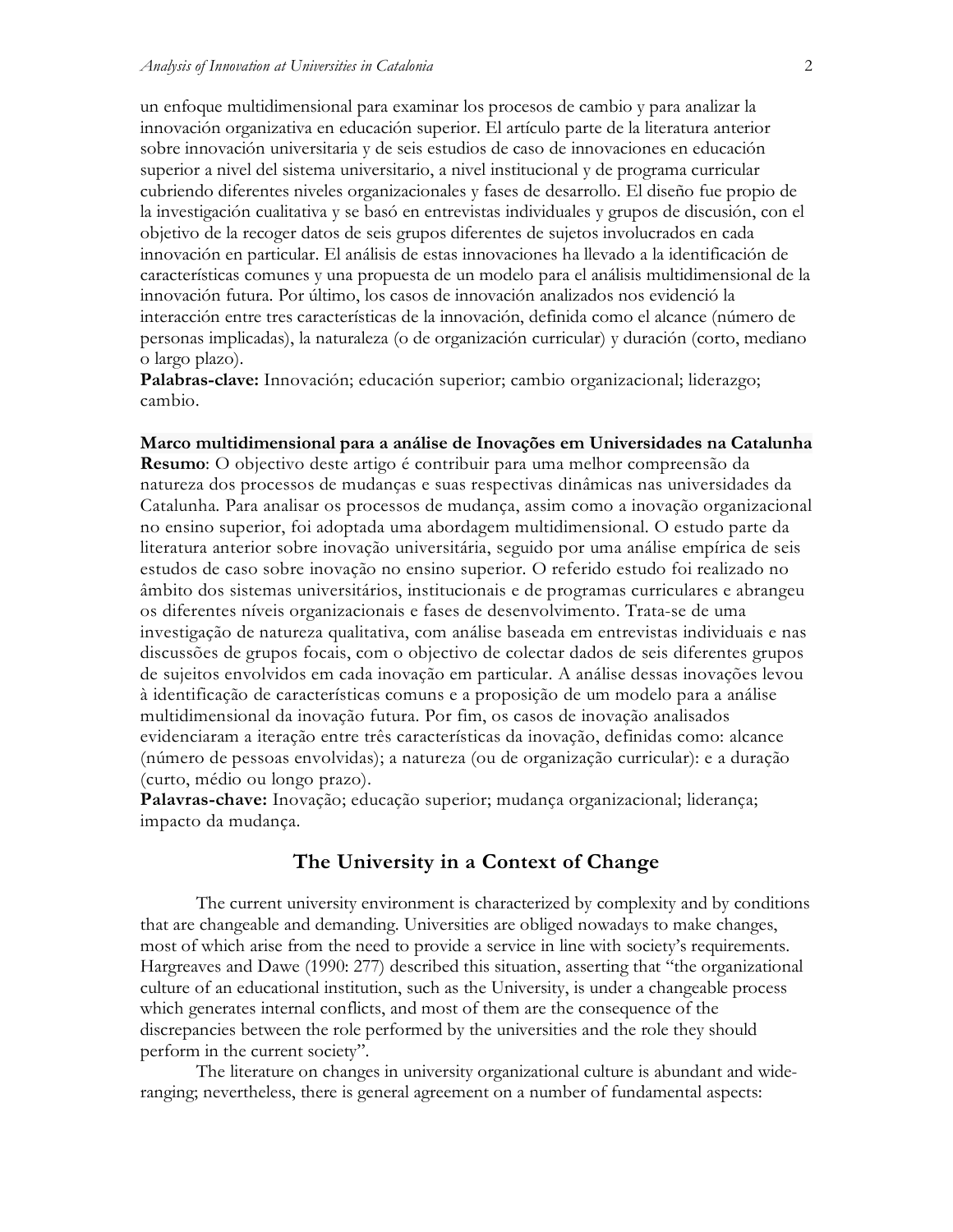un enfoque multidimensional para examinar los procesos de cambio y para analizar la innovación organizativa en educación superior. El artículo parte de la literatura anterior sobre innovación universitaria y de seis estudios de caso de innovaciones en educación superior a nivel del sistema universitario, a nivel institucional y de programa curricular cubriendo diferentes niveles organizacionales y fases de desarrollo. El diseño fue propio de la investigación cualitativa y se basó en entrevistas individuales y grupos de discusión, con el objetivo de la recoger datos de seis grupos diferentes de sujetos involucrados en cada innovación en particular. El análisis de estas innovaciones ha llevado a la identificación de características comunes y una propuesta de un modelo para el análisis multidimensional de la innovación futura. Por último, los casos de innovación analizados nos evidenció la interacción entre tres características de la innovación, definida como el alcance (número de personas implicadas), la naturaleza (o de organización curricular) y duración (corto, mediano o largo plazo).
**Palabras-clave:** Innovación; educación superior; cambio organizacional; liderazgo; cambio.

**Marco multidimensional para a análise de Inovações em Universidades na Catalunha**
**Resumo**: O objectivo deste artigo é contribuir para uma melhor compreensão da natureza dos processos de mudanças e suas respectivas dinâmicas nas universidades da Catalunha. Para analisar os processos de mudança, assim como a inovação organizacional no ensino superior, foi adoptada uma abordagem multidimensional. O estudo parte da literatura anterior sobre inovação universitária, seguido por uma análise empírica de seis estudos de caso sobre inovação no ensino superior. O referido estudo foi realizado no âmbito dos sistemas universitários, institucionais e de programas curriculares e abrangeu os diferentes níveis organizacionais e fases de desenvolvimento. Trata-se de uma investigação de natureza qualitativa, com análise baseada em entrevistas individuais e nas discussões de grupos focais, com o objectivo de colectar dados de seis diferentes grupos de sujeitos envolvidos em cada inovação em particular. A análise dessas inovações levou à identificação de características comuns e a proposição de um modelo para a análise multidimensional da inovação futura. Por fim, os casos de inovação analisados evidenciaram a iteração entre três características da inovação, definidas como: alcance (número de pessoas envolvidas); a natureza (ou de organização curricular): e a duração (curto, médio ou longo prazo).
**Palavras-chave:** Inovação; educação superior; mudança organizacional; liderança; impacto da mudança.

## The University in a Context of Change

The current university environment is characterized by complexity and by conditions that are changeable and demanding. Universities are obliged nowadays to make changes, most of which arise from the need to provide a service in line with society's requirements. Hargreaves and Dawe (1990: 277) described this situation, asserting that "the organizational culture of an educational institution, such as the University, is under a changeable process which generates internal conflicts, and most of them are the consequence of the discrepancies between the role performed by the universities and the role they should perform in the current society".

The literature on changes in university organizational culture is abundant and wide-ranging; nevertheless, there is general agreement on a number of fundamental aspects: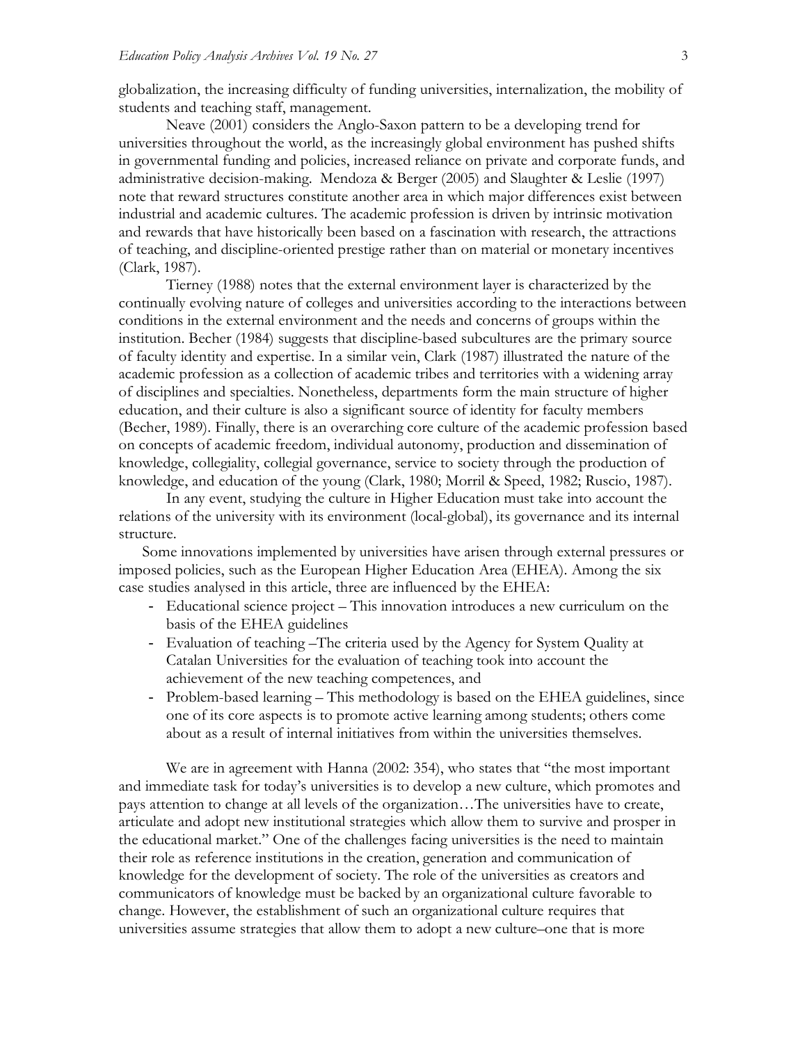globalization, the increasing difficulty of funding universities, internalization, the mobility of students and teaching staff, management.

Neave (2001) considers the Anglo-Saxon pattern to be a developing trend for universities throughout the world, as the increasingly global environment has pushed shifts in governmental funding and policies, increased reliance on private and corporate funds, and administrative decision-making. Mendoza & Berger (2005) and Slaughter & Leslie (1997) note that reward structures constitute another area in which major differences exist between industrial and academic cultures. The academic profession is driven by intrinsic motivation and rewards that have historically been based on a fascination with research, the attractions of teaching, and discipline-oriented prestige rather than on material or monetary incentives (Clark, 1987).

Tierney (1988) notes that the external environment layer is characterized by the continually evolving nature of colleges and universities according to the interactions between conditions in the external environment and the needs and concerns of groups within the institution. Becher (1984) suggests that discipline-based subcultures are the primary source of faculty identity and expertise. In a similar vein, Clark (1987) illustrated the nature of the academic profession as a collection of academic tribes and territories with a widening array of disciplines and specialties. Nonetheless, departments form the main structure of higher education, and their culture is also a significant source of identity for faculty members (Becher, 1989). Finally, there is an overarching core culture of the academic profession based on concepts of academic freedom, individual autonomy, production and dissemination of knowledge, collegiality, collegial governance, service to society through the production of knowledge, and education of the young (Clark, 1980; Morril & Speed, 1982; Ruscio, 1987).

In any event, studying the culture in Higher Education must take into account the relations of the university with its environment (local-global), its governance and its internal structure.

Some innovations implemented by universities have arisen through external pressures or imposed policies, such as the European Higher Education Area (EHEA). Among the six case studies analysed in this article, three are influenced by the EHEA:

- Educational science project – This innovation introduces a new curriculum on the basis of the EHEA guidelines
- Evaluation of teaching –The criteria used by the Agency for System Quality at Catalan Universities for the evaluation of teaching took into account the achievement of the new teaching competences, and
- Problem-based learning – This methodology is based on the EHEA guidelines, since one of its core aspects is to promote active learning among students; others come about as a result of internal initiatives from within the universities themselves.

We are in agreement with Hanna (2002: 354), who states that "the most important and immediate task for today's universities is to develop a new culture, which promotes and pays attention to change at all levels of the organization…The universities have to create, articulate and adopt new institutional strategies which allow them to survive and prosper in the educational market." One of the challenges facing universities is the need to maintain their role as reference institutions in the creation, generation and communication of knowledge for the development of society. The role of the universities as creators and communicators of knowledge must be backed by an organizational culture favorable to change. However, the establishment of such an organizational culture requires that universities assume strategies that allow them to adopt a new culture–one that is more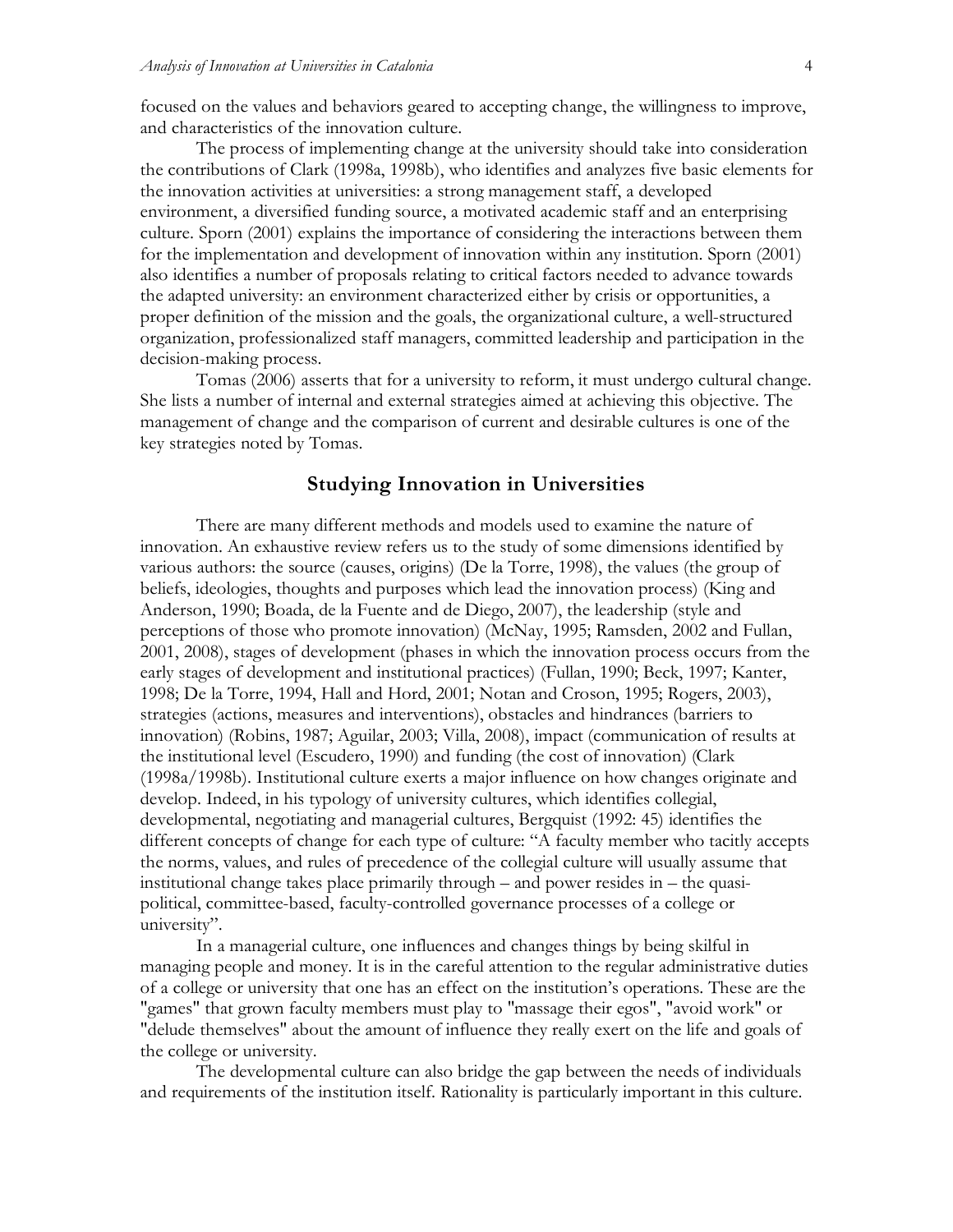focused on the values and behaviors geared to accepting change, the willingness to improve, and characteristics of the innovation culture.

The process of implementing change at the university should take into consideration the contributions of Clark (1998a, 1998b), who identifies and analyzes five basic elements for the innovation activities at universities: a strong management staff, a developed environment, a diversified funding source, a motivated academic staff and an enterprising culture. Sporn (2001) explains the importance of considering the interactions between them for the implementation and development of innovation within any institution. Sporn (2001) also identifies a number of proposals relating to critical factors needed to advance towards the adapted university: an environment characterized either by crisis or opportunities, a proper definition of the mission and the goals, the organizational culture, a well-structured organization, professionalized staff managers, committed leadership and participation in the decision-making process.

Tomas (2006) asserts that for a university to reform, it must undergo cultural change. She lists a number of internal and external strategies aimed at achieving this objective. The management of change and the comparison of current and desirable cultures is one of the key strategies noted by Tomas.

## Studying Innovation in Universities

There are many different methods and models used to examine the nature of innovation. An exhaustive review refers us to the study of some dimensions identified by various authors: the source (causes, origins) (De la Torre, 1998), the values (the group of beliefs, ideologies, thoughts and purposes which lead the innovation process) (King and Anderson, 1990; Boada, de la Fuente and de Diego, 2007), the leadership (style and perceptions of those who promote innovation) (McNay, 1995; Ramsden, 2002 and Fullan, 2001, 2008), stages of development (phases in which the innovation process occurs from the early stages of development and institutional practices) (Fullan, 1990; Beck, 1997; Kanter, 1998; De la Torre, 1994, Hall and Hord, 2001; Notan and Croson, 1995; Rogers, 2003), strategies (actions, measures and interventions), obstacles and hindrances (barriers to innovation) (Robins, 1987; Aguilar, 2003; Villa, 2008), impact (communication of results at the institutional level (Escudero, 1990) and funding (the cost of innovation) (Clark (1998a/1998b). Institutional culture exerts a major influence on how changes originate and develop. Indeed, in his typology of university cultures, which identifies collegial, developmental, negotiating and managerial cultures, Bergquist (1992: 45) identifies the different concepts of change for each type of culture: "A faculty member who tacitly accepts the norms, values, and rules of precedence of the collegial culture will usually assume that institutional change takes place primarily through – and power resides in – the quasi-political, committee-based, faculty-controlled governance processes of a college or university".

In a managerial culture, one influences and changes things by being skilful in managing people and money. It is in the careful attention to the regular administrative duties of a college or university that one has an effect on the institution's operations. These are the "games" that grown faculty members must play to "massage their egos", "avoid work" or "delude themselves" about the amount of influence they really exert on the life and goals of the college or university.

The developmental culture can also bridge the gap between the needs of individuals and requirements of the institution itself. Rationality is particularly important in this culture.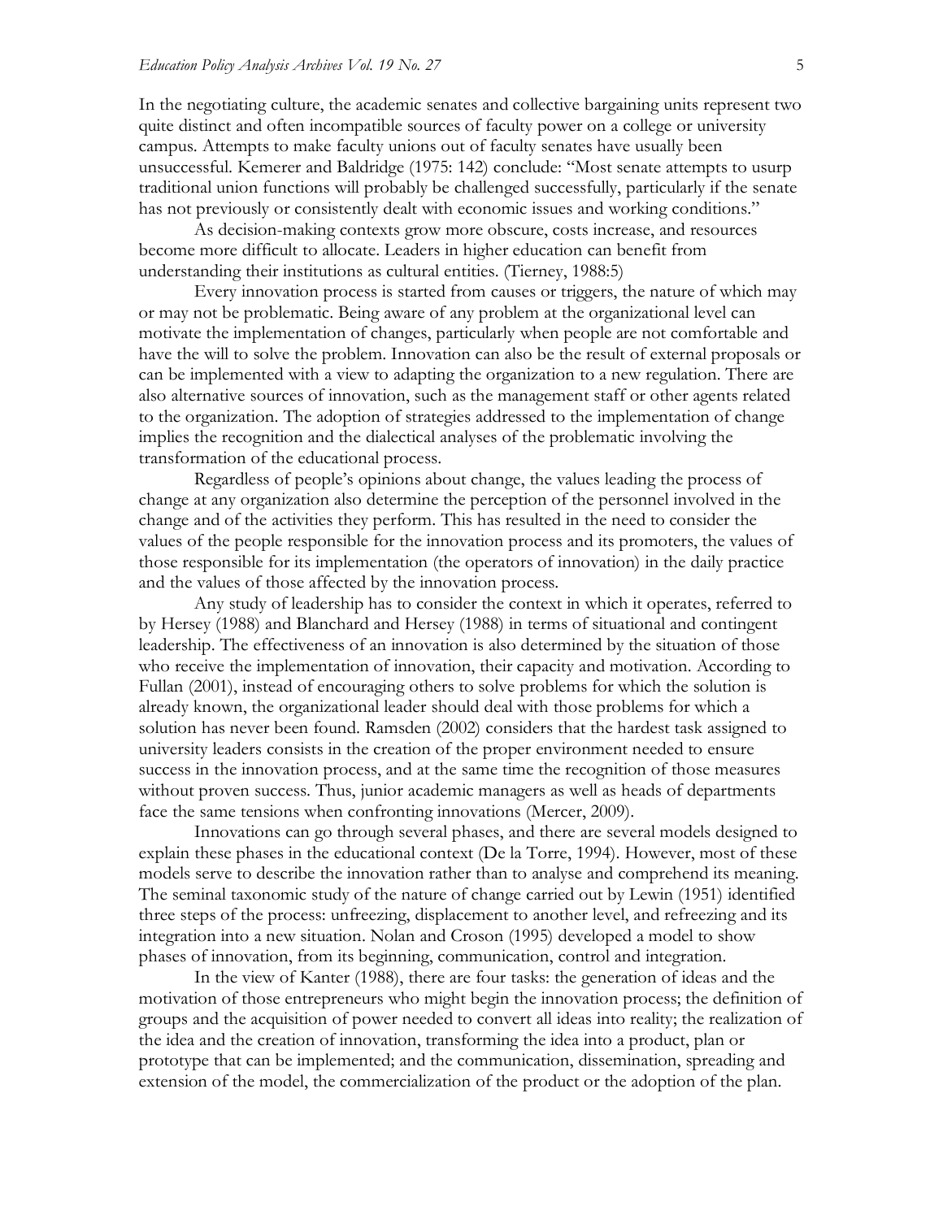In the negotiating culture, the academic senates and collective bargaining units represent two quite distinct and often incompatible sources of faculty power on a college or university campus. Attempts to make faculty unions out of faculty senates have usually been unsuccessful. Kemerer and Baldridge (1975: 142) conclude: "Most senate attempts to usurp traditional union functions will probably be challenged successfully, particularly if the senate has not previously or consistently dealt with economic issues and working conditions."

As decision-making contexts grow more obscure, costs increase, and resources become more difficult to allocate. Leaders in higher education can benefit from understanding their institutions as cultural entities. (Tierney, 1988:5)

Every innovation process is started from causes or triggers, the nature of which may or may not be problematic. Being aware of any problem at the organizational level can motivate the implementation of changes, particularly when people are not comfortable and have the will to solve the problem. Innovation can also be the result of external proposals or can be implemented with a view to adapting the organization to a new regulation. There are also alternative sources of innovation, such as the management staff or other agents related to the organization. The adoption of strategies addressed to the implementation of change implies the recognition and the dialectical analyses of the problematic involving the transformation of the educational process.

Regardless of people's opinions about change, the values leading the process of change at any organization also determine the perception of the personnel involved in the change and of the activities they perform. This has resulted in the need to consider the values of the people responsible for the innovation process and its promoters, the values of those responsible for its implementation (the operators of innovation) in the daily practice and the values of those affected by the innovation process.

Any study of leadership has to consider the context in which it operates, referred to by Hersey (1988) and Blanchard and Hersey (1988) in terms of situational and contingent leadership. The effectiveness of an innovation is also determined by the situation of those who receive the implementation of innovation, their capacity and motivation. According to Fullan (2001), instead of encouraging others to solve problems for which the solution is already known, the organizational leader should deal with those problems for which a solution has never been found. Ramsden (2002) considers that the hardest task assigned to university leaders consists in the creation of the proper environment needed to ensure success in the innovation process, and at the same time the recognition of those measures without proven success. Thus, junior academic managers as well as heads of departments face the same tensions when confronting innovations (Mercer, 2009).

Innovations can go through several phases, and there are several models designed to explain these phases in the educational context (De la Torre, 1994). However, most of these models serve to describe the innovation rather than to analyse and comprehend its meaning. The seminal taxonomic study of the nature of change carried out by Lewin (1951) identified three steps of the process: unfreezing, displacement to another level, and refreezing and its integration into a new situation. Nolan and Croson (1995) developed a model to show phases of innovation, from its beginning, communication, control and integration.

In the view of Kanter (1988), there are four tasks: the generation of ideas and the motivation of those entrepreneurs who might begin the innovation process; the definition of groups and the acquisition of power needed to convert all ideas into reality; the realization of the idea and the creation of innovation, transforming the idea into a product, plan or prototype that can be implemented; and the communication, dissemination, spreading and extension of the model, the commercialization of the product or the adoption of the plan.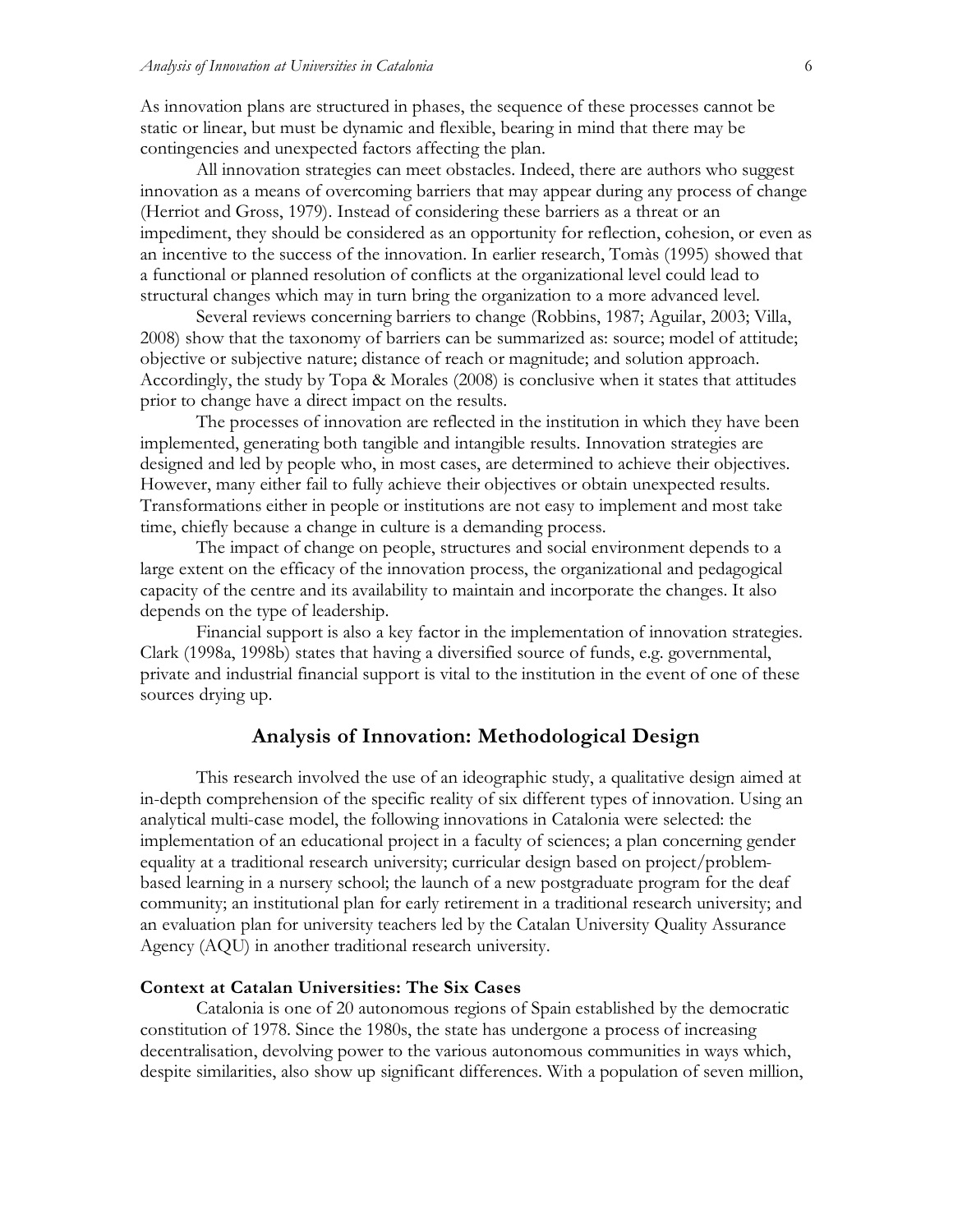As innovation plans are structured in phases, the sequence of these processes cannot be static or linear, but must be dynamic and flexible, bearing in mind that there may be contingencies and unexpected factors affecting the plan.

All innovation strategies can meet obstacles. Indeed, there are authors who suggest innovation as a means of overcoming barriers that may appear during any process of change (Herriot and Gross, 1979). Instead of considering these barriers as a threat or an impediment, they should be considered as an opportunity for reflection, cohesion, or even as an incentive to the success of the innovation. In earlier research, Tomàs (1995) showed that a functional or planned resolution of conflicts at the organizational level could lead to structural changes which may in turn bring the organization to a more advanced level.

Several reviews concerning barriers to change (Robbins, 1987; Aguilar, 2003; Villa, 2008) show that the taxonomy of barriers can be summarized as: source; model of attitude; objective or subjective nature; distance of reach or magnitude; and solution approach. Accordingly, the study by Topa & Morales (2008) is conclusive when it states that attitudes prior to change have a direct impact on the results.

The processes of innovation are reflected in the institution in which they have been implemented, generating both tangible and intangible results. Innovation strategies are designed and led by people who, in most cases, are determined to achieve their objectives. However, many either fail to fully achieve their objectives or obtain unexpected results. Transformations either in people or institutions are not easy to implement and most take time, chiefly because a change in culture is a demanding process.

The impact of change on people, structures and social environment depends to a large extent on the efficacy of the innovation process, the organizational and pedagogical capacity of the centre and its availability to maintain and incorporate the changes. It also depends on the type of leadership.

Financial support is also a key factor in the implementation of innovation strategies. Clark (1998a, 1998b) states that having a diversified source of funds, e.g. governmental, private and industrial financial support is vital to the institution in the event of one of these sources drying up.

## Analysis of Innovation: Methodological Design

This research involved the use of an ideographic study, a qualitative design aimed at in-depth comprehension of the specific reality of six different types of innovation. Using an analytical multi-case model, the following innovations in Catalonia were selected: the implementation of an educational project in a faculty of sciences; a plan concerning gender equality at a traditional research university; curricular design based on project/problem-based learning in a nursery school; the launch of a new postgraduate program for the deaf community; an institutional plan for early retirement in a traditional research university; and an evaluation plan for university teachers led by the Catalan University Quality Assurance Agency (AQU) in another traditional research university.

### Context at Catalan Universities: The Six Cases

Catalonia is one of 20 autonomous regions of Spain established by the democratic constitution of 1978. Since the 1980s, the state has undergone a process of increasing decentralisation, devolving power to the various autonomous communities in ways which, despite similarities, also show up significant differences. With a population of seven million,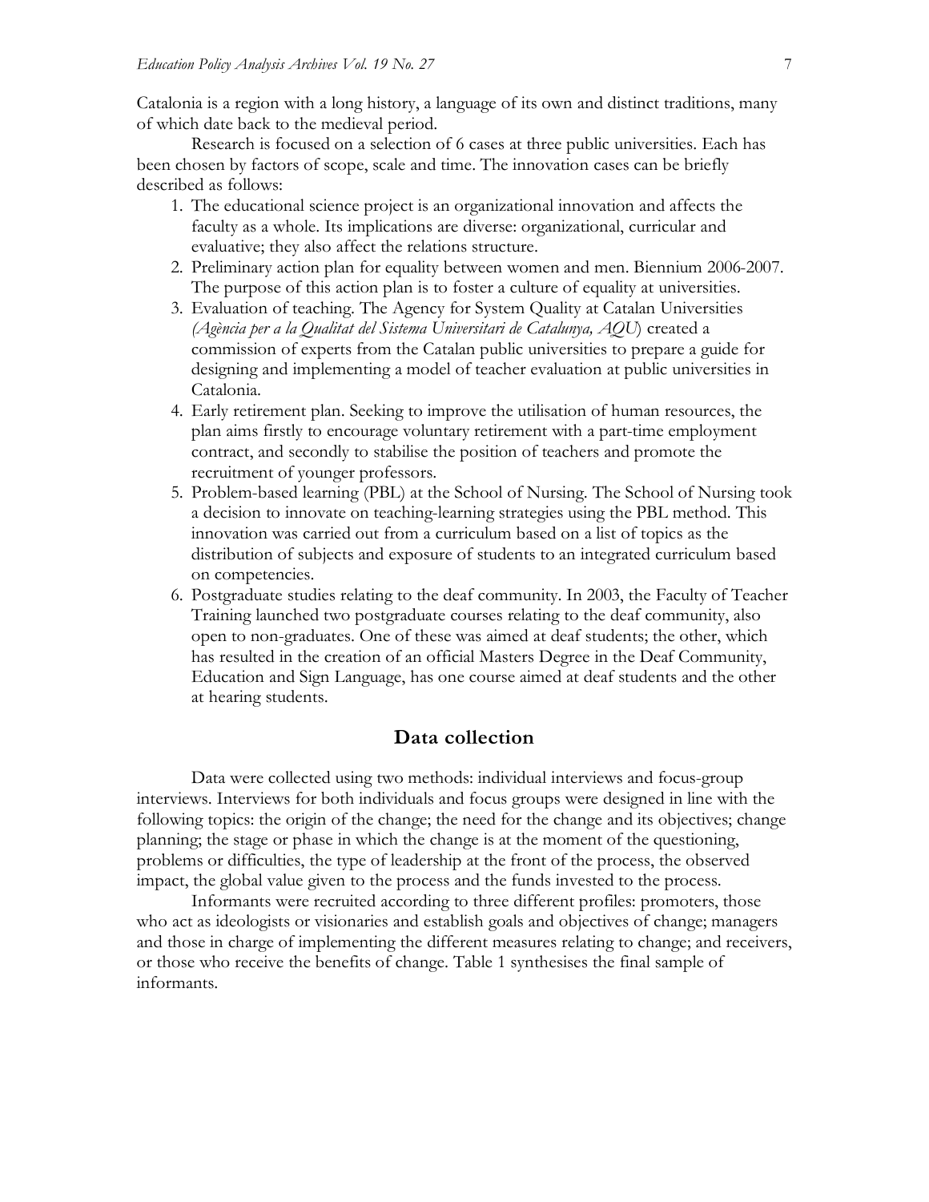Catalonia is a region with a long history, a language of its own and distinct traditions, many of which date back to the medieval period.

Research is focused on a selection of 6 cases at three public universities. Each has been chosen by factors of scope, scale and time. The innovation cases can be briefly described as follows:

1. The educational science project is an organizational innovation and affects the faculty as a whole. Its implications are diverse: organizational, curricular and evaluative; they also affect the relations structure.
2. Preliminary action plan for equality between women and men. Biennium 2006-2007. The purpose of this action plan is to foster a culture of equality at universities.
3. Evaluation of teaching. The Agency for System Quality at Catalan Universities *(Agència per a la Qualitat del Sistema Universitari de Catalunya, AQU*) created a commission of experts from the Catalan public universities to prepare a guide for designing and implementing a model of teacher evaluation at public universities in Catalonia.
4. Early retirement plan. Seeking to improve the utilisation of human resources, the plan aims firstly to encourage voluntary retirement with a part-time employment contract, and secondly to stabilise the position of teachers and promote the recruitment of younger professors.
5. Problem-based learning (PBL) at the School of Nursing. The School of Nursing took a decision to innovate on teaching-learning strategies using the PBL method. This innovation was carried out from a curriculum based on a list of topics as the distribution of subjects and exposure of students to an integrated curriculum based on competencies.
6. Postgraduate studies relating to the deaf community. In 2003, the Faculty of Teacher Training launched two postgraduate courses relating to the deaf community, also open to non-graduates. One of these was aimed at deaf students; the other, which has resulted in the creation of an official Masters Degree in the Deaf Community, Education and Sign Language, has one course aimed at deaf students and the other at hearing students.

## Data collection

Data were collected using two methods: individual interviews and focus-group interviews. Interviews for both individuals and focus groups were designed in line with the following topics: the origin of the change; the need for the change and its objectives; change planning; the stage or phase in which the change is at the moment of the questioning, problems or difficulties, the type of leadership at the front of the process, the observed impact, the global value given to the process and the funds invested to the process.

Informants were recruited according to three different profiles: promoters, those who act as ideologists or visionaries and establish goals and objectives of change; managers and those in charge of implementing the different measures relating to change; and receivers, or those who receive the benefits of change. Table 1 synthesises the final sample of informants.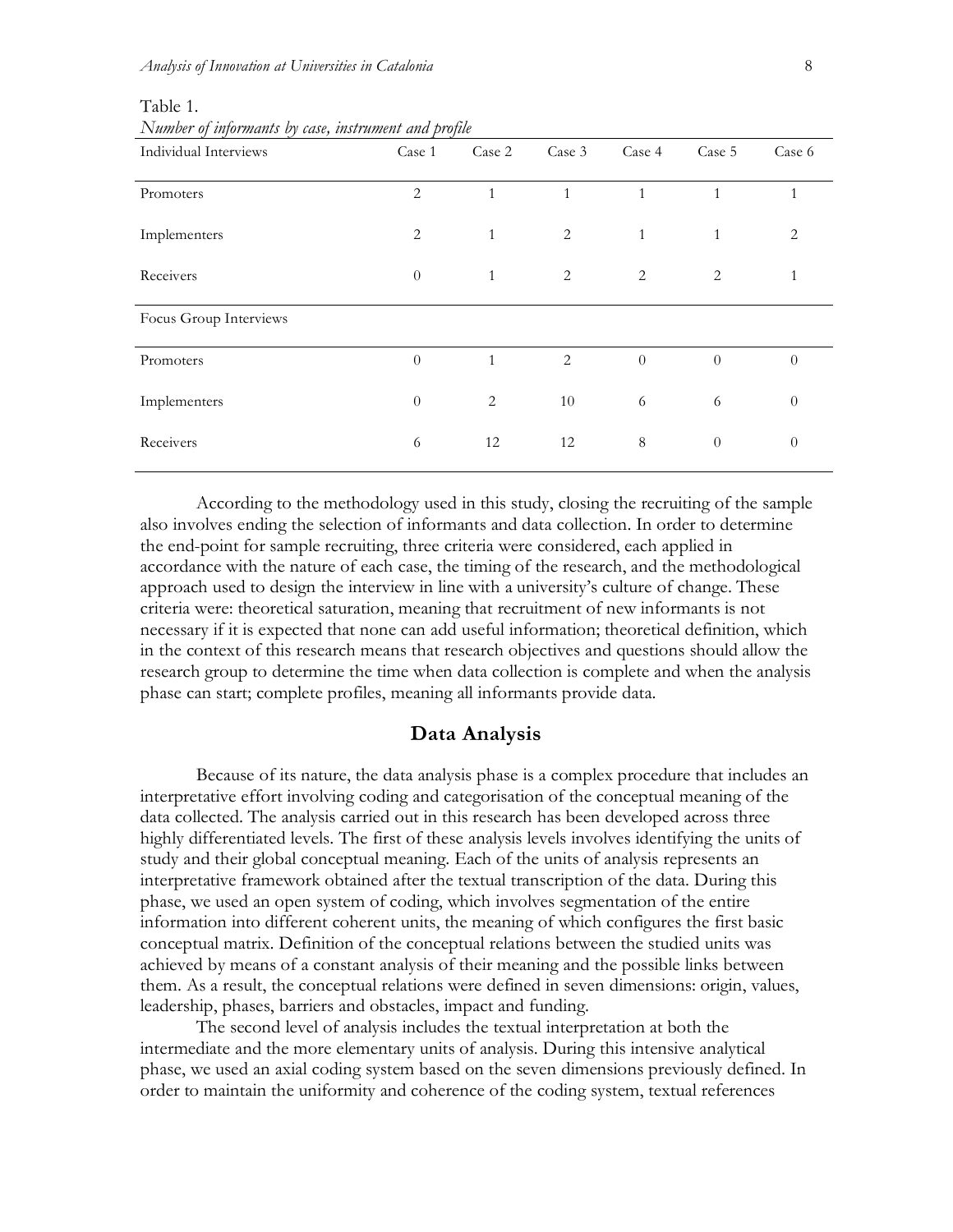Table 1.
*Number of informants by case, instrument and profile*

| Individual Interviews | Case 1 | Case 2 | Case 3 | Case 4 | Case 5 | Case 6 |
|---|---|---|---|---|---|---|
| Promoters | 2 | 1 | 1 | 1 | 1 | 1 |
| Implementers | 2 | 1 | 2 | 1 | 1 | 2 |
| Receivers | 0 | 1 | 2 | 2 | 2 | 1 |
| Focus Group Interviews | | | | | | |
| Promoters | 0 | 1 | 2 | 0 | 0 | 0 |
| Implementers | 0 | 2 | 10 | 6 | 6 | 0 |
| Receivers | 6 | 12 | 12 | 8 | 0 | 0 |

According to the methodology used in this study, closing the recruiting of the sample also involves ending the selection of informants and data collection. In order to determine the end-point for sample recruiting, three criteria were considered, each applied in accordance with the nature of each case, the timing of the research, and the methodological approach used to design the interview in line with a university's culture of change. These criteria were: theoretical saturation, meaning that recruitment of new informants is not necessary if it is expected that none can add useful information; theoretical definition, which in the context of this research means that research objectives and questions should allow the research group to determine the time when data collection is complete and when the analysis phase can start; complete profiles, meaning all informants provide data.

## Data Analysis

Because of its nature, the data analysis phase is a complex procedure that includes an interpretative effort involving coding and categorisation of the conceptual meaning of the data collected. The analysis carried out in this research has been developed across three highly differentiated levels. The first of these analysis levels involves identifying the units of study and their global conceptual meaning. Each of the units of analysis represents an interpretative framework obtained after the textual transcription of the data. During this phase, we used an open system of coding, which involves segmentation of the entire information into different coherent units, the meaning of which configures the first basic conceptual matrix. Definition of the conceptual relations between the studied units was achieved by means of a constant analysis of their meaning and the possible links between them. As a result, the conceptual relations were defined in seven dimensions: origin, values, leadership, phases, barriers and obstacles, impact and funding.

The second level of analysis includes the textual interpretation at both the intermediate and the more elementary units of analysis. During this intensive analytical phase, we used an axial coding system based on the seven dimensions previously defined. In order to maintain the uniformity and coherence of the coding system, textual references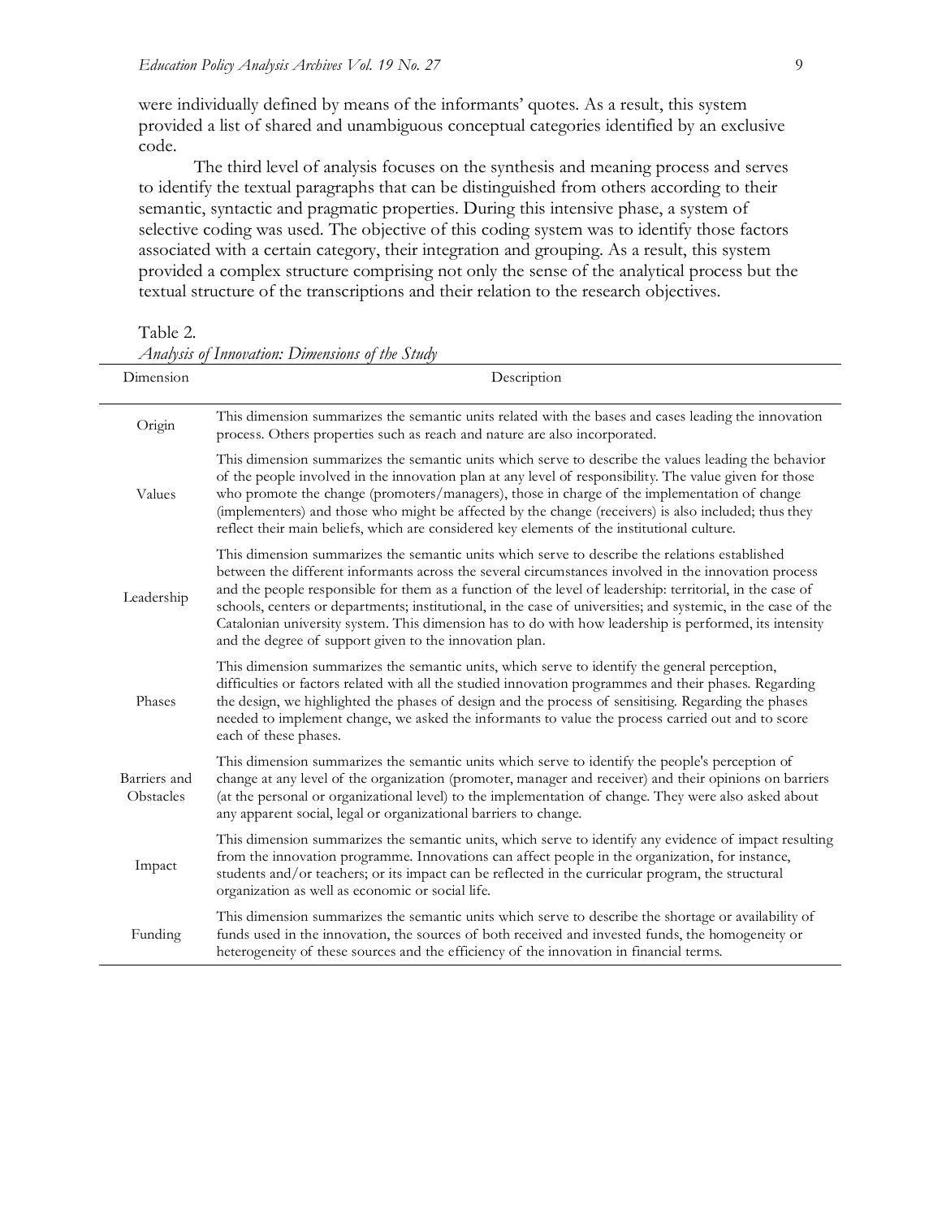were individually defined by means of the informants' quotes. As a result, this system provided a list of shared and unambiguous conceptual categories identified by an exclusive code.

The third level of analysis focuses on the synthesis and meaning process and serves to identify the textual paragraphs that can be distinguished from others according to their semantic, syntactic and pragmatic properties. During this intensive phase, a system of selective coding was used. The objective of this coding system was to identify those factors associated with a certain category, their integration and grouping. As a result, this system provided a complex structure comprising not only the sense of the analytical process but the textual structure of the transcriptions and their relation to the research objectives.

Table 2.
*Analysis of Innovation: Dimensions of the Study*

| Dimension | Description |
|---|---|
| Origin | This dimension summarizes the semantic units related with the bases and cases leading the innovation process. Others properties such as reach and nature are also incorporated. |
| Values | This dimension summarizes the semantic units which serve to describe the values leading the behavior of the people involved in the innovation plan at any level of responsibility. The value given for those who promote the change (promoters/managers), those in charge of the implementation of change (implementers) and those who might be affected by the change (receivers) is also included; thus they reflect their main beliefs, which are considered key elements of the institutional culture. |
| Leadership | This dimension summarizes the semantic units which serve to describe the relations established between the different informants across the several circumstances involved in the innovation process and the people responsible for them as a function of the level of leadership: territorial, in the case of schools, centers or departments; institutional, in the case of universities; and systemic, in the case of the Catalonian university system. This dimension has to do with how leadership is performed, its intensity and the degree of support given to the innovation plan. |
| Phases | This dimension summarizes the semantic units, which serve to identify the general perception, difficulties or factors related with all the studied innovation programmes and their phases. Regarding the design, we highlighted the phases of design and the process of sensitising. Regarding the phases needed to implement change, we asked the informants to value the process carried out and to score each of these phases. |
| Barriers and Obstacles | This dimension summarizes the semantic units which serve to identify the people's perception of change at any level of the organization (promoter, manager and receiver) and their opinions on barriers (at the personal or organizational level) to the implementation of change. They were also asked about any apparent social, legal or organizational barriers to change. |
| Impact | This dimension summarizes the semantic units, which serve to identify any evidence of impact resulting from the innovation programme. Innovations can affect people in the organization, for instance, students and/or teachers; or its impact can be reflected in the curricular program, the structural organization as well as economic or social life. |
| Funding | This dimension summarizes the semantic units which serve to describe the shortage or availability of funds used in the innovation, the sources of both received and invested funds, the homogeneity or heterogeneity of these sources and the efficiency of the innovation in financial terms. |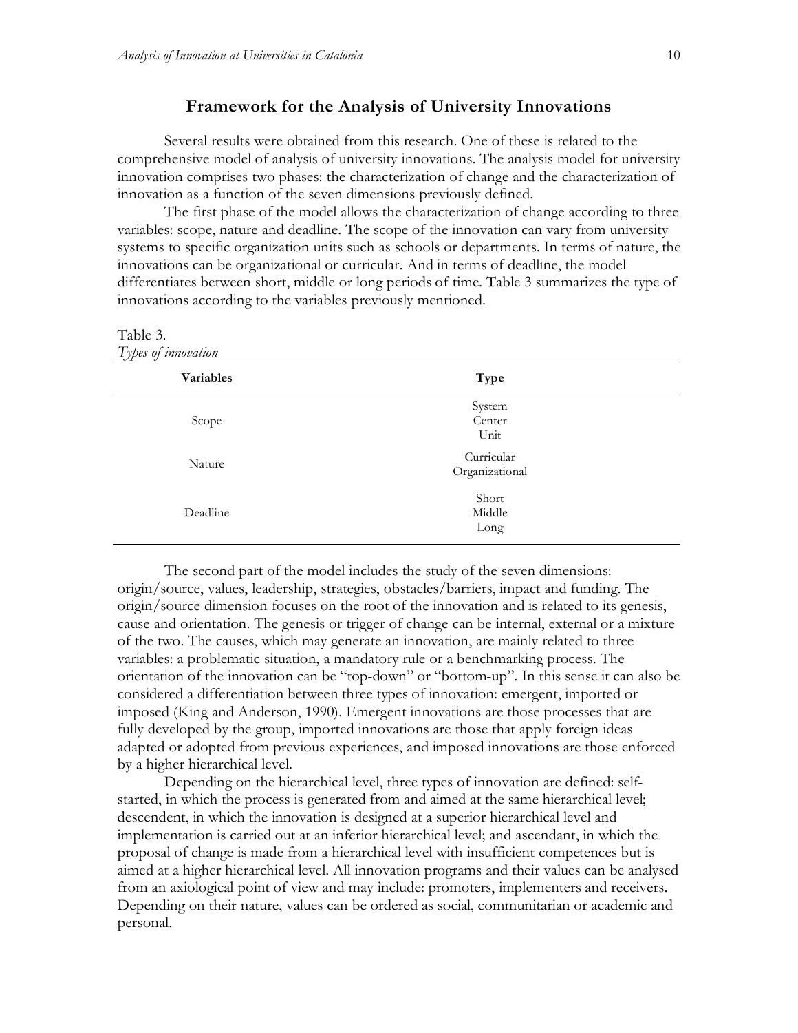## Framework for the Analysis of University Innovations

Several results were obtained from this research. One of these is related to the comprehensive model of analysis of university innovations. The analysis model for university innovation comprises two phases: the characterization of change and the characterization of innovation as a function of the seven dimensions previously defined.

The first phase of the model allows the characterization of change according to three variables: scope, nature and deadline. The scope of the innovation can vary from university systems to specific organization units such as schools or departments. In terms of nature, the innovations can be organizational or curricular. And in terms of deadline, the model differentiates between short, middle or long periods of time. Table 3 summarizes the type of innovations according to the variables previously mentioned.

Table 3.
*Types of innovation*

| Variables | Type |
|---|---|
| Scope | System<br>Center<br>Unit |
| Nature | Curricular<br>Organizational |
| Deadline | Short<br>Middle<br>Long |

The second part of the model includes the study of the seven dimensions: origin/source, values, leadership, strategies, obstacles/barriers, impact and funding. The origin/source dimension focuses on the root of the innovation and is related to its genesis, cause and orientation. The genesis or trigger of change can be internal, external or a mixture of the two. The causes, which may generate an innovation, are mainly related to three variables: a problematic situation, a mandatory rule or a benchmarking process. The orientation of the innovation can be "top-down" or "bottom-up". In this sense it can also be considered a differentiation between three types of innovation: emergent, imported or imposed (King and Anderson, 1990). Emergent innovations are those processes that are fully developed by the group, imported innovations are those that apply foreign ideas adapted or adopted from previous experiences, and imposed innovations are those enforced by a higher hierarchical level.

Depending on the hierarchical level, three types of innovation are defined: self-started, in which the process is generated from and aimed at the same hierarchical level; descendent, in which the innovation is designed at a superior hierarchical level and implementation is carried out at an inferior hierarchical level; and ascendant, in which the proposal of change is made from a hierarchical level with insufficient competences but is aimed at a higher hierarchical level. All innovation programs and their values can be analysed from an axiological point of view and may include: promoters, implementers and receivers. Depending on their nature, values can be ordered as social, communitarian or academic and personal.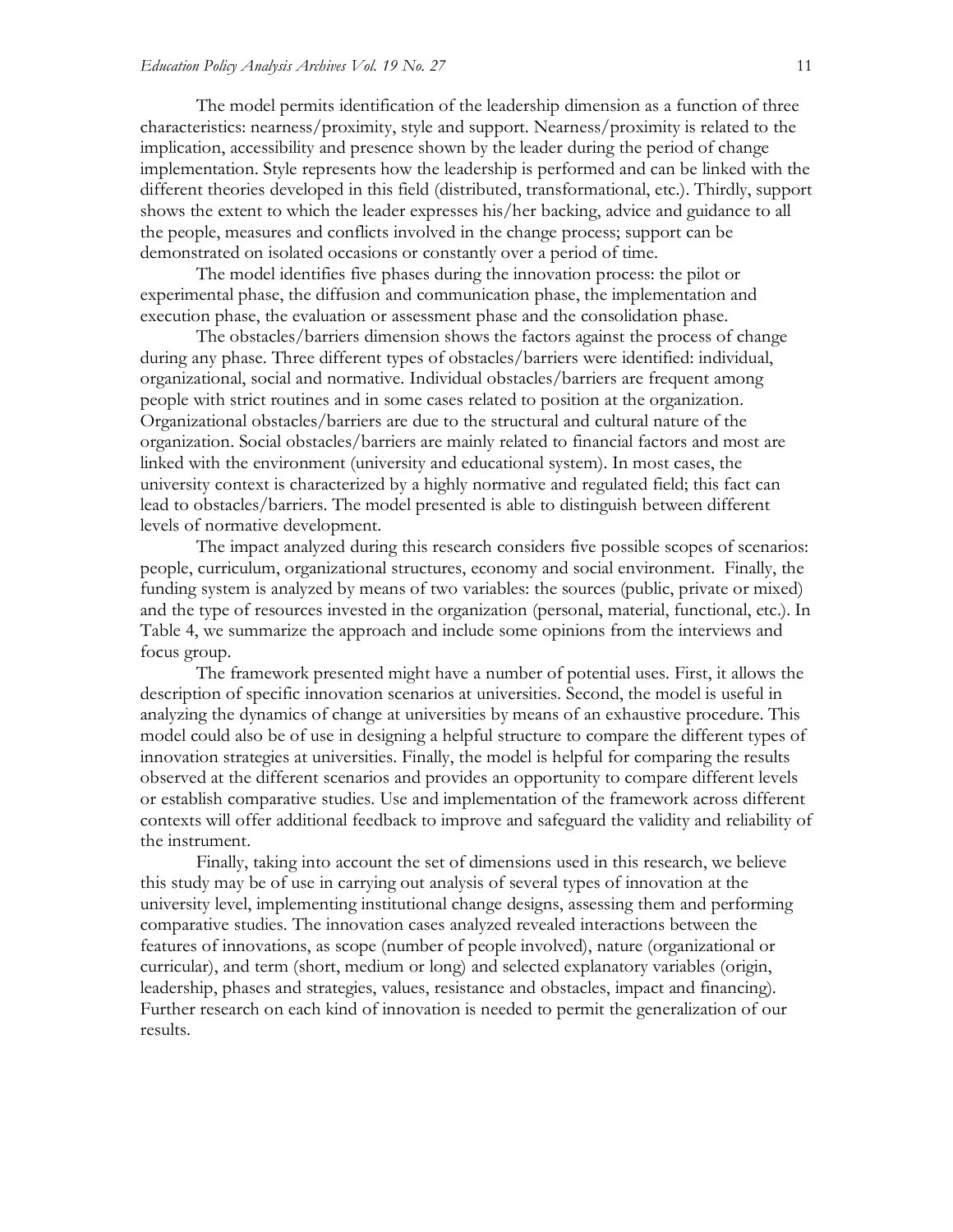The model permits identification of the leadership dimension as a function of three characteristics: nearness/proximity, style and support. Nearness/proximity is related to the implication, accessibility and presence shown by the leader during the period of change implementation. Style represents how the leadership is performed and can be linked with the different theories developed in this field (distributed, transformational, etc.). Thirdly, support shows the extent to which the leader expresses his/her backing, advice and guidance to all the people, measures and conflicts involved in the change process; support can be demonstrated on isolated occasions or constantly over a period of time.

The model identifies five phases during the innovation process: the pilot or experimental phase, the diffusion and communication phase, the implementation and execution phase, the evaluation or assessment phase and the consolidation phase.

The obstacles/barriers dimension shows the factors against the process of change during any phase. Three different types of obstacles/barriers were identified: individual, organizational, social and normative. Individual obstacles/barriers are frequent among people with strict routines and in some cases related to position at the organization. Organizational obstacles/barriers are due to the structural and cultural nature of the organization. Social obstacles/barriers are mainly related to financial factors and most are linked with the environment (university and educational system). In most cases, the university context is characterized by a highly normative and regulated field; this fact can lead to obstacles/barriers. The model presented is able to distinguish between different levels of normative development.

The impact analyzed during this research considers five possible scopes of scenarios: people, curriculum, organizational structures, economy and social environment. Finally, the funding system is analyzed by means of two variables: the sources (public, private or mixed) and the type of resources invested in the organization (personal, material, functional, etc.). In Table 4, we summarize the approach and include some opinions from the interviews and focus group.

The framework presented might have a number of potential uses. First, it allows the description of specific innovation scenarios at universities. Second, the model is useful in analyzing the dynamics of change at universities by means of an exhaustive procedure. This model could also be of use in designing a helpful structure to compare the different types of innovation strategies at universities. Finally, the model is helpful for comparing the results observed at the different scenarios and provides an opportunity to compare different levels or establish comparative studies. Use and implementation of the framework across different contexts will offer additional feedback to improve and safeguard the validity and reliability of the instrument.

Finally, taking into account the set of dimensions used in this research, we believe this study may be of use in carrying out analysis of several types of innovation at the university level, implementing institutional change designs, assessing them and performing comparative studies. The innovation cases analyzed revealed interactions between the features of innovations, as scope (number of people involved), nature (organizational or curricular), and term (short, medium or long) and selected explanatory variables (origin, leadership, phases and strategies, values, resistance and obstacles, impact and financing). Further research on each kind of innovation is needed to permit the generalization of our results.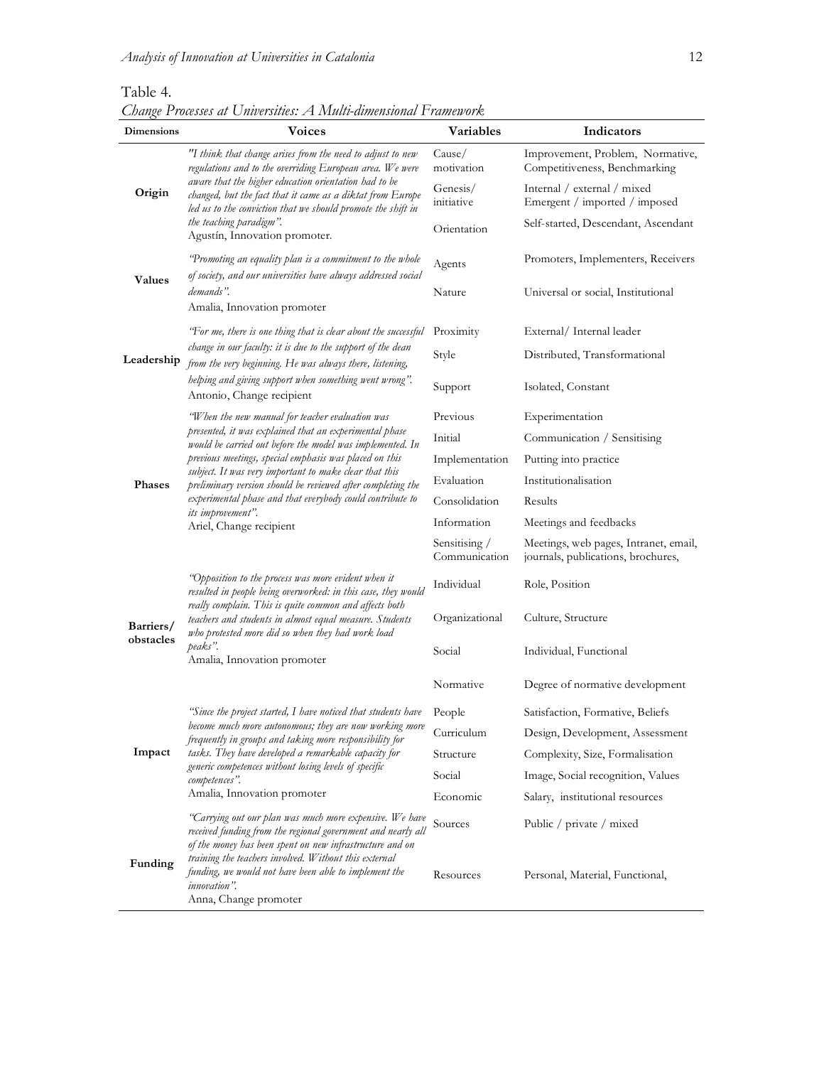Table 4.

*Change Processes at Universities: A Multi-dimensional Framework*

| Dimensions | Voices | Variables | Indicators |
|---|---|---|---|
| **Origin** | *"I think that change arises from the need to adjust to new regulations and to the overriding European area. We were aware that the higher education orientation had to be changed, but the fact that it came as a diktat from Europe led us to the conviction that we should promote the shift in the teaching paradigm".* Agustín, Innovation promoter. | Cause/ motivation | Improvement, Problem, Normative, Competitiveness, Benchmarking |
| | | Genesis/ initiative | Internal / external / mixed Emergent / imported / imposed |
| | | Orientation | Self-started, Descendant, Ascendant |
| **Values** | *"Promoting an equality plan is a commitment to the whole of society, and our universities have always addressed social demands".* Amalia, Innovation promoter | Agents | Promoters, Implementers, Receivers |
| | | Nature | Universal or social, Institutional |
| **Leadership** | *"For me, there is one thing that is clear about the successful change in our faculty: it is due to the support of the dean from the very beginning. He was always there, listening, helping and giving support when something went wrong".* Antonio, Change recipient | Proximity | External/ Internal leader |
| | | Style | Distributed, Transformational |
| | | Support | Isolated, Constant |
| **Phases** | *"When the new manual for teacher evaluation was presented, it was explained that an experimental phase would be carried out before the model was implemented. In previous meetings, special emphasis was placed on this subject. It was very important to make clear that this preliminary version should be reviewed after completing the experimental phase and that everybody could contribute to its improvement".* Ariel, Change recipient | Previous | Experimentation |
| | | Initial | Communication / Sensitising |
| | | Implementation | Putting into practice |
| | | Evaluation | Institutionalisation |
| | | Consolidation | Results |
| | | Information | Meetings and feedbacks |
| | | Sensitising / Communication | Meetings, web pages, Intranet, email, journals, publications, brochures, |
| **Barriers/ obstacles** | *"Opposition to the process was more evident when it resulted in people being overworked: in this case, they would really complain. This is quite common and affects both teachers and students in almost equal measure. Students who protested more did so when they had work load peaks".* Amalia, Innovation promoter | Individual | Role, Position |
| | | Organizational | Culture, Structure |
| | | Social | Individual, Functional |
| | | Normative | Degree of normative development |
| **Impact** | *"Since the project started, I have noticed that students have become much more autonomous; they are now working more frequently in groups and taking more responsibility for tasks. They have developed a remarkable capacity for generic competences without losing levels of specific competences".* Amalia, Innovation promoter | People | Satisfaction, Formative, Beliefs |
| | | Curriculum | Design, Development, Assessment |
| | | Structure | Complexity, Size, Formalisation |
| | | Social | Image, Social recognition, Values |
| | | Economic | Salary, institutional resources |
| **Funding** | *"Carrying out our plan was much more expensive. We have received funding from the regional government and nearly all of the money has been spent on new infrastructure and on training the teachers involved. Without this external funding, we would not have been able to implement the innovation".* Anna, Change promoter | Sources | Public / private / mixed |
| | | Resources | Personal, Material, Functional, |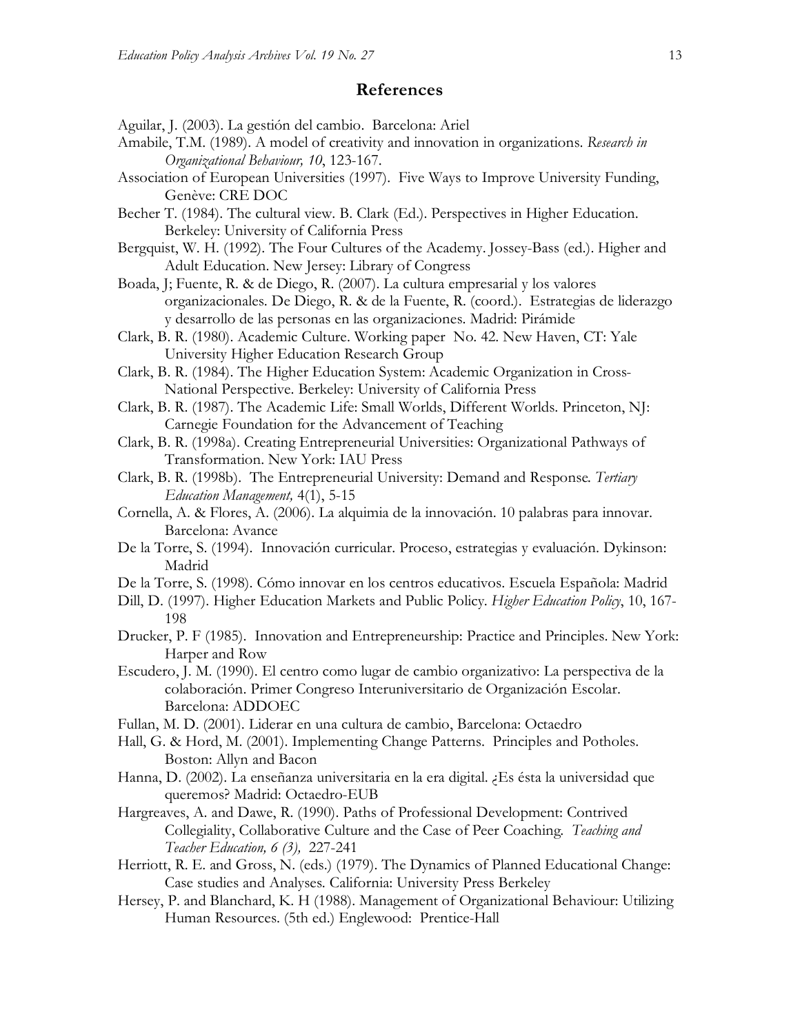## References

Aguilar, J. (2003). La gestión del cambio. Barcelona: Ariel

Amabile, T.M. (1989). A model of creativity and innovation in organizations. *Research in Organizational Behaviour, 10*, 123-167.

Association of European Universities (1997). Five Ways to Improve University Funding, Genève: CRE DOC

Becher T. (1984). The cultural view. B. Clark (Ed.). Perspectives in Higher Education. Berkeley: University of California Press

Bergquist, W. H. (1992). The Four Cultures of the Academy. Jossey-Bass (ed.). Higher and Adult Education. New Jersey: Library of Congress

Boada, J; Fuente, R. & de Diego, R. (2007). La cultura empresarial y los valores organizacionales. De Diego, R. & de la Fuente, R. (coord.). Estrategias de liderazgo y desarrollo de las personas en las organizaciones. Madrid: Pirámide

Clark, B. R. (1980). Academic Culture. Working paper No. 42. New Haven, CT: Yale University Higher Education Research Group

Clark, B. R. (1984). The Higher Education System: Academic Organization in Cross-National Perspective. Berkeley: University of California Press

Clark, B. R. (1987). The Academic Life: Small Worlds, Different Worlds. Princeton, NJ: Carnegie Foundation for the Advancement of Teaching

Clark, B. R. (1998a). Creating Entrepreneurial Universities: Organizational Pathways of Transformation. New York: IAU Press

Clark, B. R. (1998b). The Entrepreneurial University: Demand and Response. *Tertiary Education Management,* 4(1), 5-15

Cornella, A. & Flores, A. (2006). La alquimia de la innovación. 10 palabras para innovar. Barcelona: Avance

De la Torre, S. (1994). Innovación curricular. Proceso, estrategias y evaluación. Dykinson: Madrid

De la Torre, S. (1998). Cómo innovar en los centros educativos. Escuela Española: Madrid

Dill, D. (1997). Higher Education Markets and Public Policy. *Higher Education Policy*, 10, 167-198

Drucker, P. F (1985). Innovation and Entrepreneurship: Practice and Principles. New York: Harper and Row

Escudero, J. M. (1990). El centro como lugar de cambio organizativo: La perspectiva de la colaboración. Primer Congreso Interuniversitario de Organización Escolar. Barcelona: ADDOEC

Fullan, M. D. (2001). Liderar en una cultura de cambio, Barcelona: Octaedro

Hall, G. & Hord, M. (2001). Implementing Change Patterns. Principles and Potholes. Boston: Allyn and Bacon

Hanna, D. (2002). La enseñanza universitaria en la era digital. ¿Es ésta la universidad que queremos? Madrid: Octaedro-EUB

Hargreaves, A. and Dawe, R. (1990). Paths of Professional Development: Contrived Collegiality, Collaborative Culture and the Case of Peer Coaching. *Teaching and Teacher Education, 6 (3),* 227-241

Herriott, R. E. and Gross, N. (eds.) (1979). The Dynamics of Planned Educational Change: Case studies and Analyses. California: University Press Berkeley

Hersey, P. and Blanchard, K. H (1988). Management of Organizational Behaviour: Utilizing Human Resources. (5th ed.) Englewood: Prentice-Hall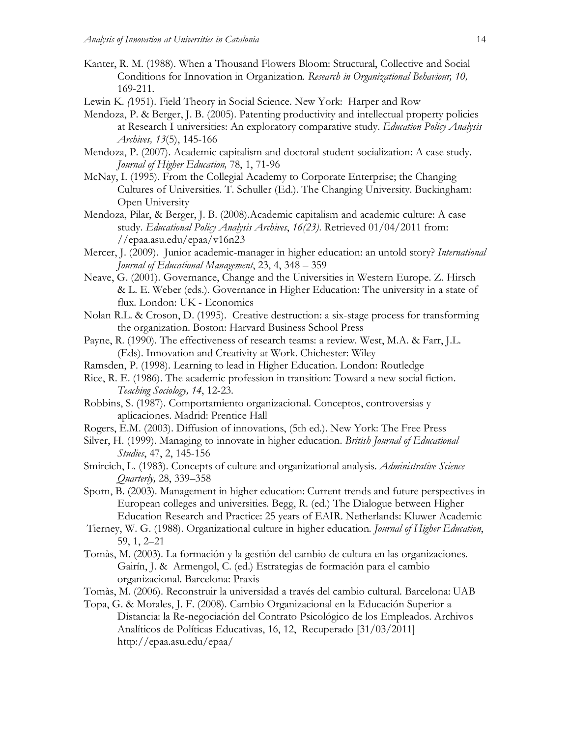Kanter, R. M. (1988). When a Thousand Flowers Bloom: Structural, Collective and Social Conditions for Innovation in Organization. *Research in Organizational Behaviour, 10,* 169-211.

Lewin K. *(*1951). Field Theory in Social Science. New York: Harper and Row

Mendoza, P. & Berger, J. B. (2005). Patenting productivity and intellectual property policies at Research I universities: An exploratory comparative study. *Education Policy Analysis Archives, 13*(5), 145-166

Mendoza, P. (2007). Academic capitalism and doctoral student socialization: A case study. *Journal of Higher Education,* 78, 1, 71-96

McNay, I. (1995). From the Collegial Academy to Corporate Enterprise; the Changing Cultures of Universities. T. Schuller (Ed.). The Changing University. Buckingham: Open University

Mendoza, Pilar, & Berger, J. B. (2008).Academic capitalism and academic culture: A case study. *Educational Policy Analysis Archives*, *16(23).* Retrieved 01/04/2011 from: //epaa.asu.edu/epaa/v16n23

Mercer, J. (2009). Junior academic-manager in higher education: an untold story? *International Journal of Educational Management*, 23, 4, 348 – 359

Neave, G. (2001). Governance, Change and the Universities in Western Europe. Z. Hirsch & L. E. Weber (eds.). Governance in Higher Education: The university in a state of flux. London: UK - Economics

Nolan R.L. & Croson, D. (1995). Creative destruction: a six-stage process for transforming the organization. Boston: Harvard Business School Press

Payne, R. (1990). The effectiveness of research teams: a review. West, M.A. & Farr, J.L. (Eds). Innovation and Creativity at Work. Chichester: Wiley

Ramsden, P. (1998). Learning to lead in Higher Education. London: Routledge

Rice, R. E. (1986). The academic profession in transition: Toward a new social fiction. *Teaching Sociology, 14*, 12-23.

Robbins, S. (1987). Comportamiento organizacional. Conceptos, controversias y aplicaciones. Madrid: Prentice Hall

Rogers, E.M. (2003). Diffusion of innovations, (5th ed.). New York: The Free Press

Silver, H. (1999). Managing to innovate in higher education. *British Journal of Educational Studies*, 47, 2, 145-156

Smircich, L. (1983). Concepts of culture and organizational analysis. *Administrative Science Quarterly,* 28, 339–358

Sporn, B. (2003). Management in higher education: Current trends and future perspectives in European colleges and universities. Begg, R. (ed.) The Dialogue between Higher Education Research and Practice: 25 years of EAIR. Netherlands: Kluwer Academic

Tierney, W. G. (1988). Organizational culture in higher education. *Journal of Higher Education*, 59, 1, 2–21

Tomàs, M. (2003). La formación y la gestión del cambio de cultura en las organizaciones. Gairín, J. & Armengol, C. (ed.) Estrategias de formación para el cambio organizacional. Barcelona: Praxis

Tomàs, M. (2006). Reconstruir la universidad a través del cambio cultural. Barcelona: UAB

Topa, G. & Morales, J. F. (2008). Cambio Organizacional en la Educación Superior a Distancia: la Re-negociación del Contrato Psicológico de los Empleados. Archivos Analíticos de Políticas Educativas, 16, 12, Recuperado [31/03/2011] http://epaa.asu.edu/epaa/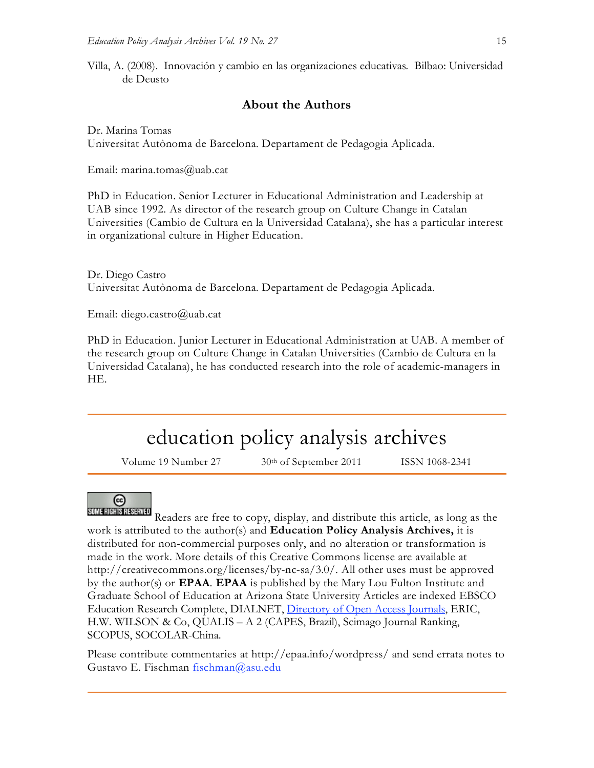Villa, A. (2008). Innovación y cambio en las organizaciones educativas. Bilbao: Universidad de Deusto

## About the Authors

Dr. Marina Tomas
Universitat Autònoma de Barcelona. Departament de Pedagogia Aplicada.

Email: marina.tomas@uab.cat

PhD in Education. Senior Lecturer in Educational Administration and Leadership at UAB since 1992. As director of the research group on Culture Change in Catalan Universities (Cambio de Cultura en la Universidad Catalana), she has a particular interest in organizational culture in Higher Education.

Dr. Diego Castro
Universitat Autònoma de Barcelona. Departament de Pedagogia Aplicada.

Email: diego.castro@uab.cat

PhD in Education. Junior Lecturer in Educational Administration at UAB. A member of the research group on Culture Change in Catalan Universities (Cambio de Cultura en la Universidad Catalana), he has conducted research into the role of academic-managers in HE.

---

# education policy analysis archives

Volume 19 Number 27 30th of September 2011 ISSN 1068-2341

---

SOME RIGHTS RESERVED Readers are free to copy, display, and distribute this article, as long as the work is attributed to the author(s) and **Education Policy Analysis Archives,** it is distributed for non-commercial purposes only, and no alteration or transformation is made in the work. More details of this Creative Commons license are available at http://creativecommons.org/licenses/by-nc-sa/3.0/. All other uses must be approved by the author(s) or **EPAA**. **EPAA** is published by the Mary Lou Fulton Institute and Graduate School of Education at Arizona State University Articles are indexed EBSCO Education Research Complete, DIALNET, Directory of Open Access Journals, ERIC, H.W. WILSON & Co, QUALIS – A 2 (CAPES, Brazil), Scimago Journal Ranking, SCOPUS, SOCOLAR-China.

Please contribute commentaries at http://epaa.info/wordpress/ and send errata notes to Gustavo E. Fischman fischman@asu.edu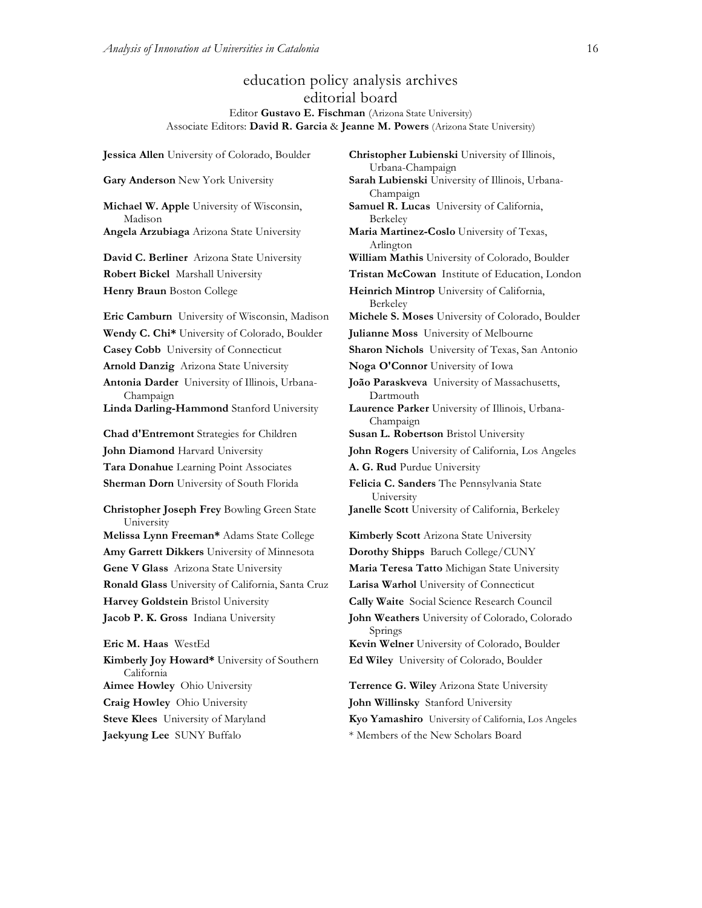# education policy analysis archives
## editorial board

Editor **Gustavo E. Fischman** (Arizona State University)
Associate Editors: **David R. Garcia** & **Jeanne M. Powers** (Arizona State University)

**Jessica Allen** University of Colorado, Boulder
**Gary Anderson** New York University
**Michael W. Apple** University of Wisconsin, Madison
**Angela Arzubiaga** Arizona State University
**David C. Berliner** Arizona State University
**Robert Bickel** Marshall University
**Henry Braun** Boston College
**Eric Camburn** University of Wisconsin, Madison
**Wendy C. Chi*** University of Colorado, Boulder
**Casey Cobb** University of Connecticut
**Arnold Danzig** Arizona State University
**Antonia Darder** University of Illinois, Urbana-Champaign
**Linda Darling-Hammond** Stanford University
**Chad d'Entremont** Strategies for Children
**John Diamond** Harvard University
**Tara Donahue** Learning Point Associates
**Sherman Dorn** University of South Florida
**Christopher Joseph Frey** Bowling Green State University
**Melissa Lynn Freeman*** Adams State College
**Amy Garrett Dikkers** University of Minnesota
**Gene V Glass** Arizona State University
**Ronald Glass** University of California, Santa Cruz
**Harvey Goldstein** Bristol University
**Jacob P. K. Gross** Indiana University
**Eric M. Haas** WestEd
**Kimberly Joy Howard*** University of Southern California
**Aimee Howley** Ohio University
**Craig Howley** Ohio University
**Steve Klees** University of Maryland
**Jaekyung Lee** SUNY Buffalo
**Christopher Lubienski** University of Illinois, Urbana-Champaign
**Sarah Lubienski** University of Illinois, Urbana-Champaign
**Samuel R. Lucas** University of California, Berkeley
**Maria Martinez-Coslo** University of Texas, Arlington
**William Mathis** University of Colorado, Boulder
**Tristan McCowan** Institute of Education, London
**Heinrich Mintrop** University of California, Berkeley
**Michele S. Moses** University of Colorado, Boulder
**Julianne Moss** University of Melbourne
**Sharon Nichols** University of Texas, San Antonio
**Noga O'Connor** University of Iowa
**João Paraskveva** University of Massachusetts, Dartmouth
**Laurence Parker** University of Illinois, Urbana-Champaign
**Susan L. Robertson** Bristol University
**John Rogers** University of California, Los Angeles
**A. G. Rud** Purdue University
**Felicia C. Sanders** The Pennsylvania State University
**Janelle Scott** University of California, Berkeley
**Kimberly Scott** Arizona State University
**Dorothy Shipps** Baruch College/CUNY
**Maria Teresa Tatto** Michigan State University
**Larisa Warhol** University of Connecticut
**Cally Waite** Social Science Research Council
**John Weathers** University of Colorado, Colorado Springs
**Kevin Welner** University of Colorado, Boulder
**Ed Wiley** University of Colorado, Boulder
**Terrence G. Wiley** Arizona State University
**John Willinsky** Stanford University
**Kyo Yamashiro** University of California, Los Angeles

\* Members of the New Scholars Board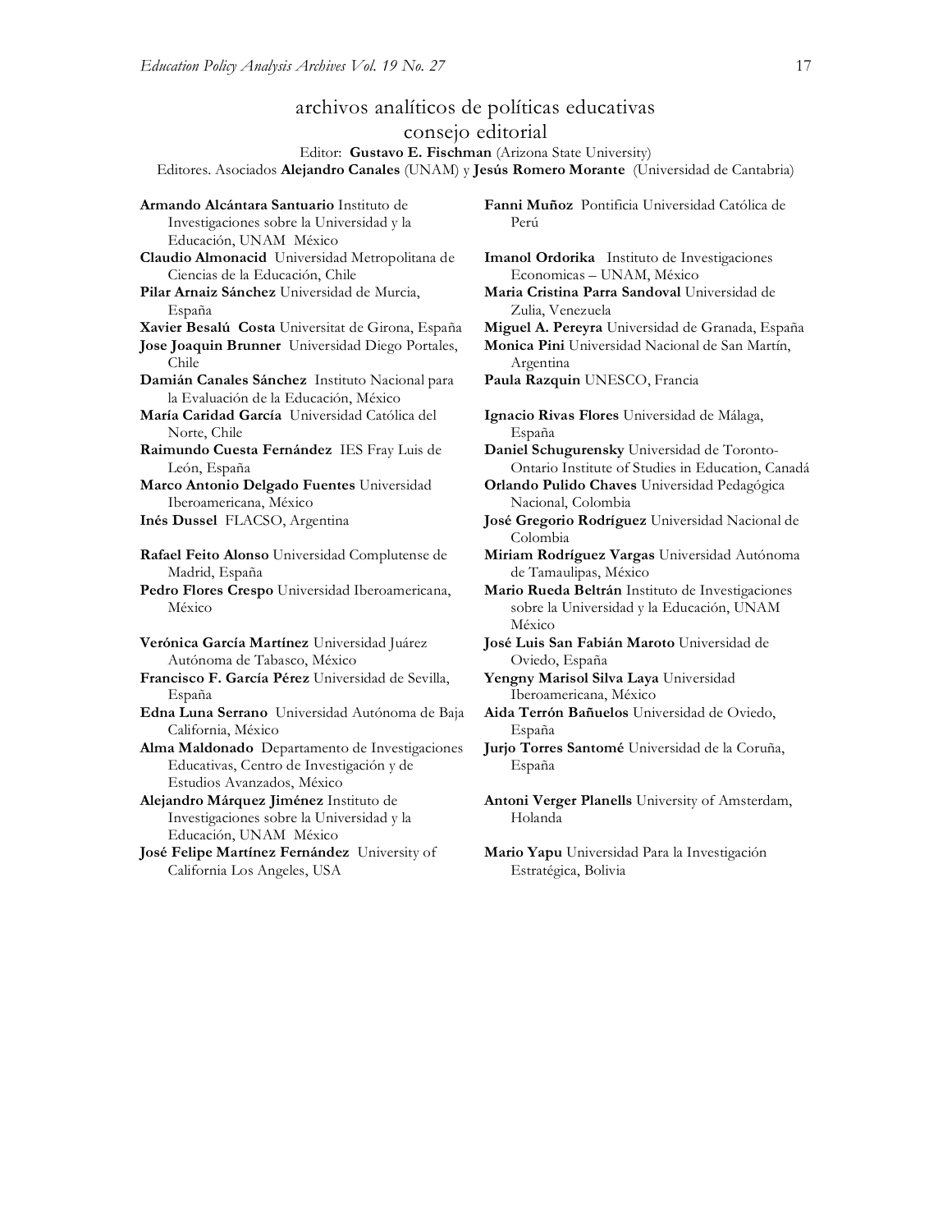# archivos analíticos de políticas educativas
## consejo editorial

Editor: **Gustavo E. Fischman** (Arizona State University)

Editores. Asociados **Alejandro Canales** (UNAM) y **Jesús Romero Morante** (Universidad de Cantabria)

**Armando Alcántara Santuario** Instituto de Investigaciones sobre la Universidad y la Educación, UNAM México

**Claudio Almonacid** Universidad Metropolitana de Ciencias de la Educación, Chile

**Pilar Arnaiz Sánchez** Universidad de Murcia, España

**Xavier Besalú Costa** Universitat de Girona, España

**Jose Joaquin Brunner** Universidad Diego Portales, Chile

**Damián Canales Sánchez** Instituto Nacional para la Evaluación de la Educación, México

**María Caridad García** Universidad Católica del Norte, Chile

**Raimundo Cuesta Fernández** IES Fray Luis de León, España

**Marco Antonio Delgado Fuentes** Universidad Iberoamericana, México

**Inés Dussel** FLACSO, Argentina

**Rafael Feito Alonso** Universidad Complutense de Madrid, España

**Pedro Flores Crespo** Universidad Iberoamericana, México

**Verónica García Martínez** Universidad Juárez Autónoma de Tabasco, México

**Francisco F. García Pérez** Universidad de Sevilla, España

**Edna Luna Serrano** Universidad Autónoma de Baja California, México

**Alma Maldonado** Departamento de Investigaciones Educativas, Centro de Investigación y de Estudios Avanzados, México

**Alejandro Márquez Jiménez** Instituto de Investigaciones sobre la Universidad y la Educación, UNAM México

**José Felipe Martínez Fernández** University of California Los Angeles, USA

**Fanni Muñoz** Pontificia Universidad Católica de Perú

**Imanol Ordorika** Instituto de Investigaciones Economicas – UNAM, México

**Maria Cristina Parra Sandoval** Universidad de Zulia, Venezuela

**Miguel A. Pereyra** Universidad de Granada, España

**Monica Pini** Universidad Nacional de San Martín, Argentina

**Paula Razquin** UNESCO, Francia

**Ignacio Rivas Flores** Universidad de Málaga, España

**Daniel Schugurensky** Universidad de Toronto-Ontario Institute of Studies in Education, Canadá

**Orlando Pulido Chaves** Universidad Pedagógica Nacional, Colombia

**José Gregorio Rodríguez** Universidad Nacional de Colombia

**Miriam Rodríguez Vargas** Universidad Autónoma de Tamaulipas, México

**Mario Rueda Beltrán** Instituto de Investigaciones sobre la Universidad y la Educación, UNAM México

**José Luis San Fabián Maroto** Universidad de Oviedo, España

**Yengny Marisol Silva Laya** Universidad Iberoamericana, México

**Aida Terrón Bañuelos** Universidad de Oviedo, España

**Jurjo Torres Santomé** Universidad de la Coruña, España

**Antoni Verger Planells** University of Amsterdam, Holanda

**Mario Yapu** Universidad Para la Investigación Estratégica, Bolivia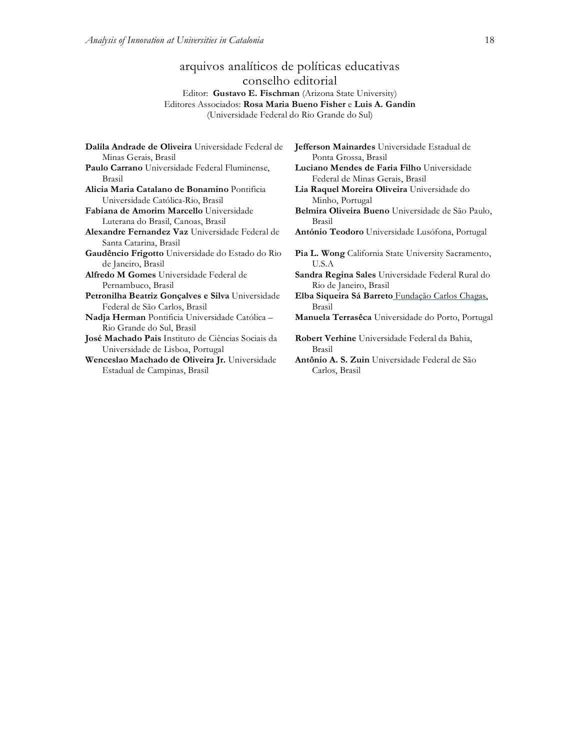## arquivos analíticos de políticas educativas
## conselho editorial

Editor: **Gustavo E. Fischman** (Arizona State University)
Editores Associados: **Rosa Maria Bueno Fisher** e **Luis A. Gandin**
(Universidade Federal do Rio Grande do Sul)

**Dalila Andrade de Oliveira** Universidade Federal de Minas Gerais, Brasil

**Paulo Carrano** Universidade Federal Fluminense, Brasil

**Alicia Maria Catalano de Bonamino** Pontificia Universidade Católica-Rio, Brasil

**Fabiana de Amorim Marcello** Universidade Luterana do Brasil, Canoas, Brasil

**Alexandre Fernandez Vaz** Universidade Federal de Santa Catarina, Brasil

**Gaudêncio Frigotto** Universidade do Estado do Rio de Janeiro, Brasil

**Alfredo M Gomes** Universidade Federal de Pernambuco, Brasil

**Petronilha Beatriz Gonçalves e Silva** Universidade Federal de São Carlos, Brasil

**Nadja Herman** Pontificia Universidade Católica – Rio Grande do Sul, Brasil

**José Machado Pais** Instituto de Ciências Sociais da Universidade de Lisboa, Portugal

**Wenceslao Machado de Oliveira Jr.** Universidade Estadual de Campinas, Brasil

**Jefferson Mainardes** Universidade Estadual de Ponta Grossa, Brasil

**Luciano Mendes de Faria Filho** Universidade Federal de Minas Gerais, Brasil

**Lia Raquel Moreira Oliveira** Universidade do Minho, Portugal

**Belmira Oliveira Bueno** Universidade de São Paulo, Brasil

**António Teodoro** Universidade Lusófona, Portugal

**Pia L. Wong** California State University Sacramento, U.S.A

**Sandra Regina Sales** Universidade Federal Rural do Rio de Janeiro, Brasil

**Elba Siqueira Sá Barreto** Fundação Carlos Chagas, Brasil

**Manuela Terrasêca** Universidade do Porto, Portugal

**Robert Verhine** Universidade Federal da Bahia, Brasil

**Antônio A. S. Zuin** Universidade Federal de São Carlos, Brasil